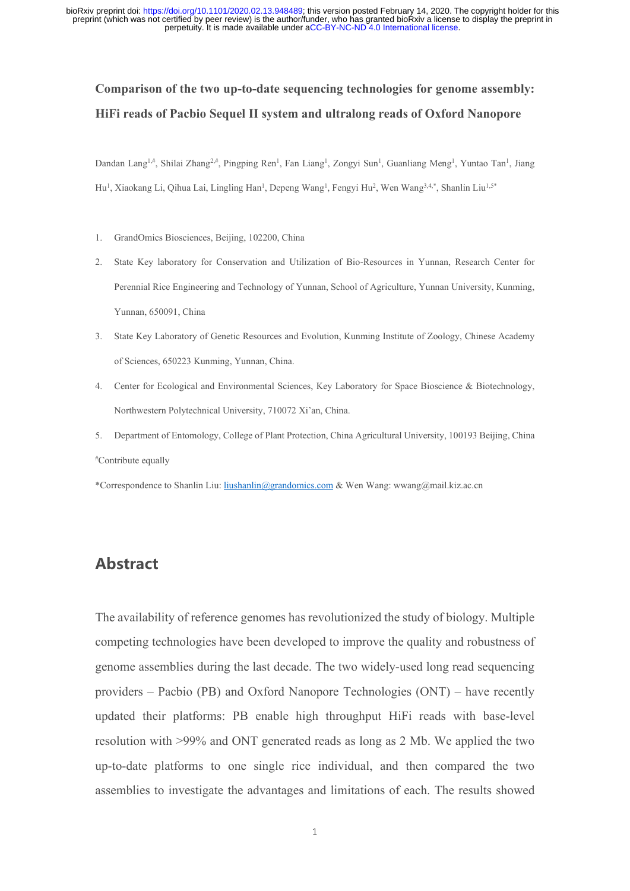# Comparison of the two up-to-date sequencing technologies for genome assembly: HiFi reads of Pacbio Sequel II system and ultralong reads of Oxford Nanopore

Dandan Lang[1,#], Shilai Zhang[2,#], Pingping Ren[1], Fan Liang[1], Zongyi Sun[1], Guanliang Meng[1], Yuntao Tan[1], Jiang Hu[1], Xiaokang Li, Qihua Lai, Lingling Han[1], Depeng Wang[1], Fengyi Hu[2], Wen Wang[3,4,*], Shanlin Liu[1,5*]

1. GrandOmics Biosciences, Beijing, 102200, China
2. State Key laboratory for Conservation and Utilization of Bio-Resources in Yunnan, Research Center for Perennial Rice Engineering and Technology of Yunnan, School of Agriculture, Yunnan University, Kunming, Yunnan, 650091, China
3. State Key Laboratory of Genetic Resources and Evolution, Kunming Institute of Zoology, Chinese Academy of Sciences, 650223 Kunming, Yunnan, China.
4. Center for Ecological and Environmental Sciences, Key Laboratory for Space Bioscience & Biotechnology, Northwestern Polytechnical University, 710072 Xi'an, China.
5. Department of Entomology, College of Plant Protection, China Agricultural University, 100193 Beijing, China

[#]Contribute equally

*Correspondence to Shanlin Liu: liushanlin@grandomics.com & Wen Wang: wwang@mail.kiz.ac.cn

## Abstract

The availability of reference genomes has revolutionized the study of biology. Multiple competing technologies have been developed to improve the quality and robustness of genome assemblies during the last decade. The two widely-used long read sequencing providers – Pacbio (PB) and Oxford Nanopore Technologies (ONT) – have recently updated their platforms: PB enable high throughput HiFi reads with base-level resolution with >99% and ONT generated reads as long as 2 Mb. We applied the two up-to-date platforms to one single rice individual, and then compared the two assemblies to investigate the advantages and limitations of each. The results showed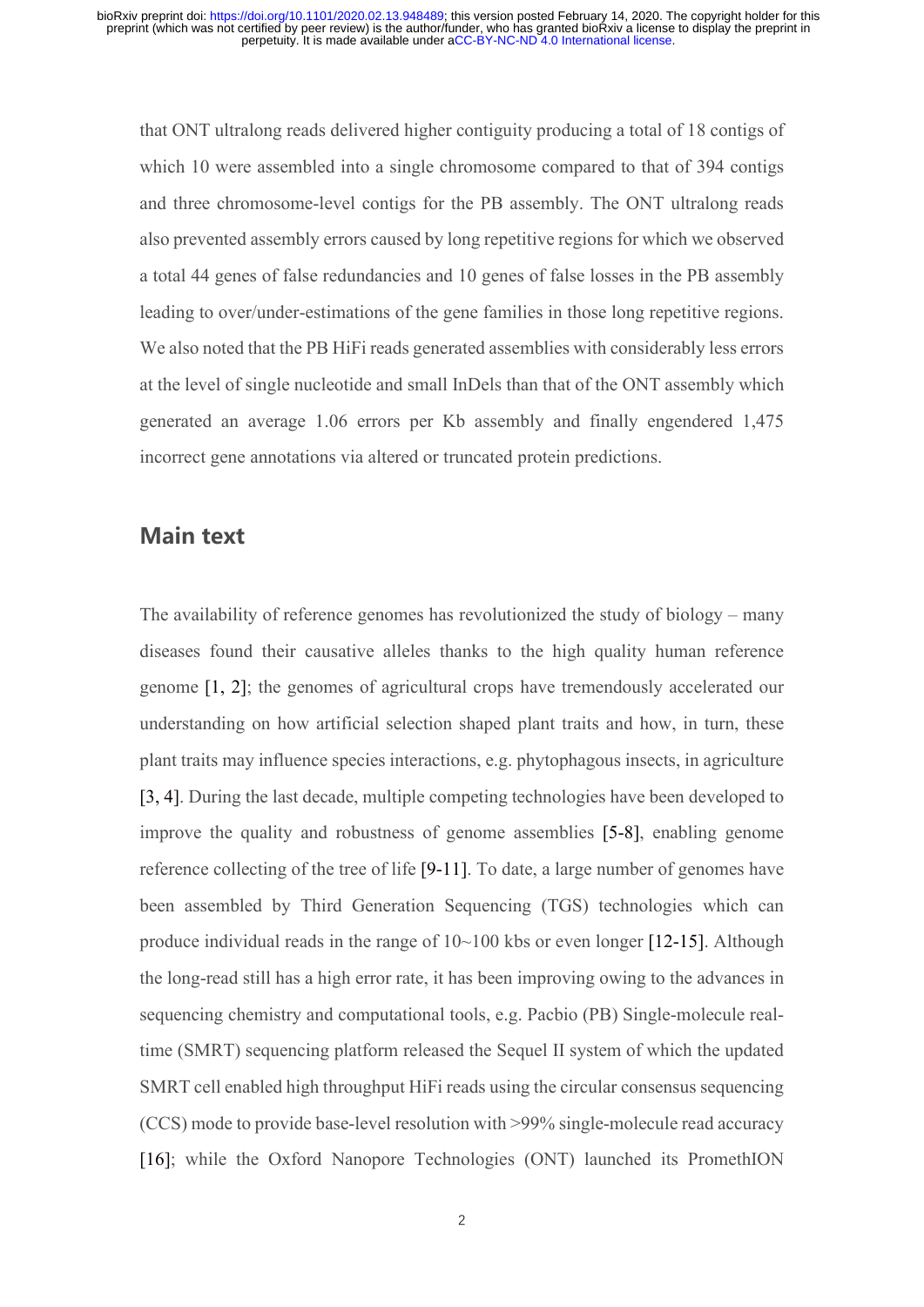that ONT ultralong reads delivered higher contiguity producing a total of 18 contigs of which 10 were assembled into a single chromosome compared to that of 394 contigs and three chromosome-level contigs for the PB assembly. The ONT ultralong reads also prevented assembly errors caused by long repetitive regions for which we observed a total 44 genes of false redundancies and 10 genes of false losses in the PB assembly leading to over/under-estimations of the gene families in those long repetitive regions. We also noted that the PB HiFi reads generated assemblies with considerably less errors at the level of single nucleotide and small InDels than that of the ONT assembly which generated an average 1.06 errors per Kb assembly and finally engendered 1,475 incorrect gene annotations via altered or truncated protein predictions.

## Main text

The availability of reference genomes has revolutionized the study of biology – many diseases found their causative alleles thanks to the high quality human reference genome [1, 2]; the genomes of agricultural crops have tremendously accelerated our understanding on how artificial selection shaped plant traits and how, in turn, these plant traits may influence species interactions, e.g. phytophagous insects, in agriculture [3, 4]. During the last decade, multiple competing technologies have been developed to improve the quality and robustness of genome assemblies [5-8], enabling genome reference collecting of the tree of life [9-11]. To date, a large number of genomes have been assembled by Third Generation Sequencing (TGS) technologies which can produce individual reads in the range of 10~100 kbs or even longer [12-15]. Although the long-read still has a high error rate, it has been improving owing to the advances in sequencing chemistry and computational tools, e.g. Pacbio (PB) Single-molecule real-time (SMRT) sequencing platform released the Sequel II system of which the updated SMRT cell enabled high throughput HiFi reads using the circular consensus sequencing (CCS) mode to provide base-level resolution with >99% single-molecule read accuracy [16]; while the Oxford Nanopore Technologies (ONT) launched its PromethION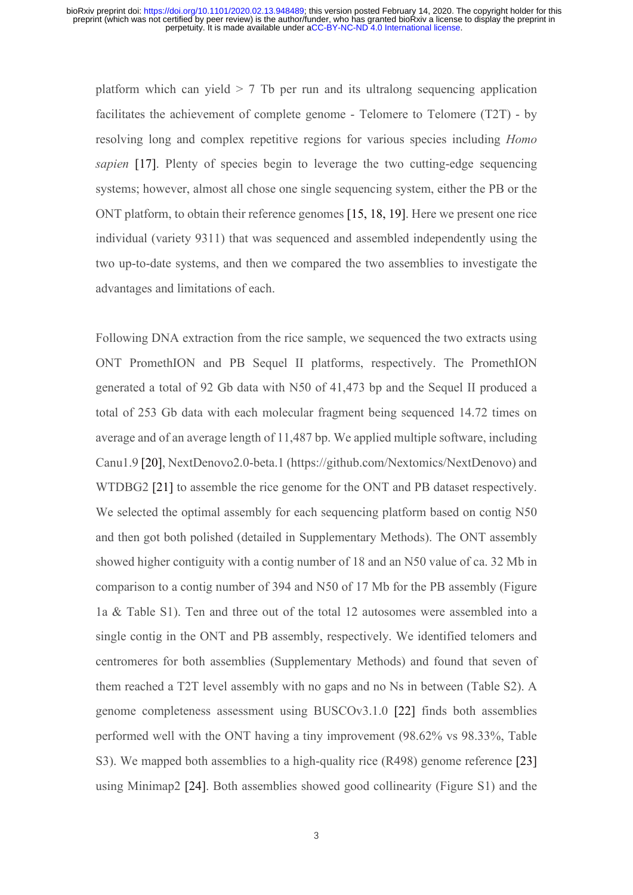platform which can yield > 7 Tb per run and its ultralong sequencing application facilitates the achievement of complete genome - Telomere to Telomere (T2T) - by resolving long and complex repetitive regions for various species including *Homo sapien* [17]. Plenty of species begin to leverage the two cutting-edge sequencing systems; however, almost all chose one single sequencing system, either the PB or the ONT platform, to obtain their reference genomes [15, 18, 19]. Here we present one rice individual (variety 9311) that was sequenced and assembled independently using the two up-to-date systems, and then we compared the two assemblies to investigate the advantages and limitations of each.

Following DNA extraction from the rice sample, we sequenced the two extracts using ONT PromethION and PB Sequel II platforms, respectively. The PromethION generated a total of 92 Gb data with N50 of 41,473 bp and the Sequel II produced a total of 253 Gb data with each molecular fragment being sequenced 14.72 times on average and of an average length of 11,487 bp. We applied multiple software, including Canu1.9 [20], NextDenovo2.0-beta.1 (https://github.com/Nextomics/NextDenovo) and WTDBG2 [21] to assemble the rice genome for the ONT and PB dataset respectively. We selected the optimal assembly for each sequencing platform based on contig N50 and then got both polished (detailed in Supplementary Methods). The ONT assembly showed higher contiguity with a contig number of 18 and an N50 value of ca. 32 Mb in comparison to a contig number of 394 and N50 of 17 Mb for the PB assembly (Figure 1a & Table S1). Ten and three out of the total 12 autosomes were assembled into a single contig in the ONT and PB assembly, respectively. We identified telomers and centromeres for both assemblies (Supplementary Methods) and found that seven of them reached a T2T level assembly with no gaps and no Ns in between (Table S2). A genome completeness assessment using BUSCOv3.1.0 [22] finds both assemblies performed well with the ONT having a tiny improvement (98.62% vs 98.33%, Table S3). We mapped both assemblies to a high-quality rice (R498) genome reference [23] using Minimap2 [24]. Both assemblies showed good collinearity (Figure S1) and the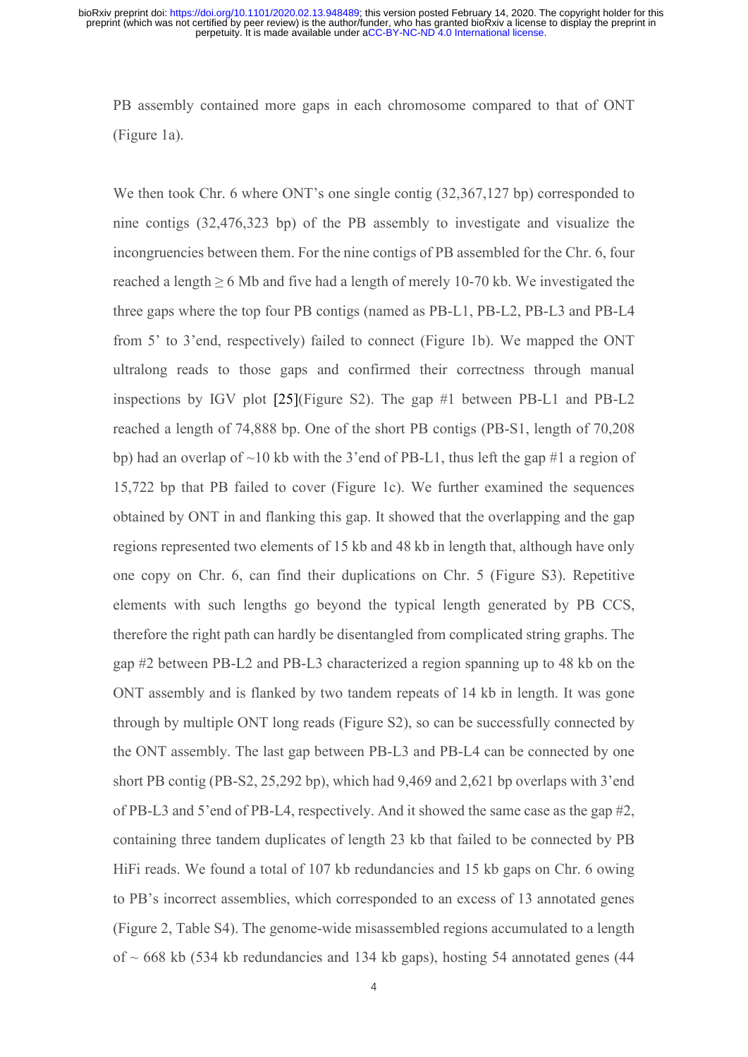PB assembly contained more gaps in each chromosome compared to that of ONT (Figure 1a).

We then took Chr. 6 where ONT's one single contig (32,367,127 bp) corresponded to nine contigs (32,476,323 bp) of the PB assembly to investigate and visualize the incongruencies between them. For the nine contigs of PB assembled for the Chr. 6, four reached a length ≥ 6 Mb and five had a length of merely 10-70 kb. We investigated the three gaps where the top four PB contigs (named as PB-L1, PB-L2, PB-L3 and PB-L4 from 5' to 3'end, respectively) failed to connect (Figure 1b). We mapped the ONT ultralong reads to those gaps and confirmed their correctness through manual inspections by IGV plot [25](Figure S2). The gap #1 between PB-L1 and PB-L2 reached a length of 74,888 bp. One of the short PB contigs (PB-S1, length of 70,208 bp) had an overlap of ~10 kb with the 3'end of PB-L1, thus left the gap #1 a region of 15,722 bp that PB failed to cover (Figure 1c). We further examined the sequences obtained by ONT in and flanking this gap. It showed that the overlapping and the gap regions represented two elements of 15 kb and 48 kb in length that, although have only one copy on Chr. 6, can find their duplications on Chr. 5 (Figure S3). Repetitive elements with such lengths go beyond the typical length generated by PB CCS, therefore the right path can hardly be disentangled from complicated string graphs. The gap #2 between PB-L2 and PB-L3 characterized a region spanning up to 48 kb on the ONT assembly and is flanked by two tandem repeats of 14 kb in length. It was gone through by multiple ONT long reads (Figure S2), so can be successfully connected by the ONT assembly. The last gap between PB-L3 and PB-L4 can be connected by one short PB contig (PB-S2, 25,292 bp), which had 9,469 and 2,621 bp overlaps with 3'end of PB-L3 and 5'end of PB-L4, respectively. And it showed the same case as the gap #2, containing three tandem duplicates of length 23 kb that failed to be connected by PB HiFi reads. We found a total of 107 kb redundancies and 15 kb gaps on Chr. 6 owing to PB's incorrect assemblies, which corresponded to an excess of 13 annotated genes (Figure 2, Table S4). The genome-wide misassembled regions accumulated to a length of ~ 668 kb (534 kb redundancies and 134 kb gaps), hosting 54 annotated genes (44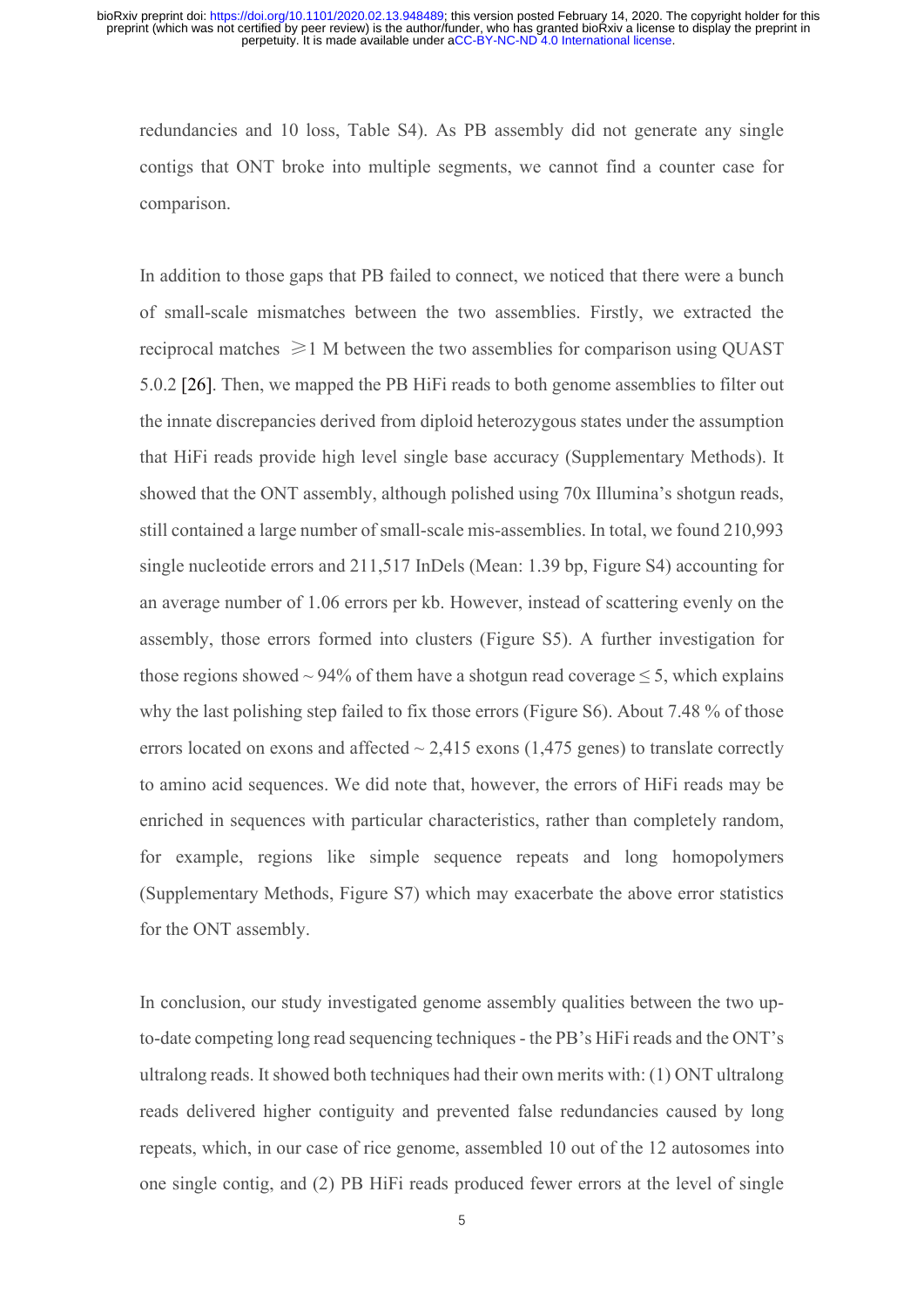redundancies and 10 loss, Table S4). As PB assembly did not generate any single contigs that ONT broke into multiple segments, we cannot find a counter case for comparison.

In addition to those gaps that PB failed to connect, we noticed that there were a bunch of small-scale mismatches between the two assemblies. Firstly, we extracted the reciprocal matches $\geqslant$1 M between the two assemblies for comparison using QUAST 5.0.2 [26]. Then, we mapped the PB HiFi reads to both genome assemblies to filter out the innate discrepancies derived from diploid heterozygous states under the assumption that HiFi reads provide high level single base accuracy (Supplementary Methods). It showed that the ONT assembly, although polished using 70x Illumina's shotgun reads, still contained a large number of small-scale mis-assemblies. In total, we found 210,993 single nucleotide errors and 211,517 InDels (Mean: 1.39 bp, Figure S4) accounting for an average number of 1.06 errors per kb. However, instead of scattering evenly on the assembly, those errors formed into clusters (Figure S5). A further investigation for those regions showed ~ 94% of them have a shotgun read coverage ≤ 5, which explains why the last polishing step failed to fix those errors (Figure S6). About 7.48 % of those errors located on exons and affected ~ 2,415 exons (1,475 genes) to translate correctly to amino acid sequences. We did note that, however, the errors of HiFi reads may be enriched in sequences with particular characteristics, rather than completely random, for example, regions like simple sequence repeats and long homopolymers (Supplementary Methods, Figure S7) which may exacerbate the above error statistics for the ONT assembly.

In conclusion, our study investigated genome assembly qualities between the two up-to-date competing long read sequencing techniques - the PB's HiFi reads and the ONT's ultralong reads. It showed both techniques had their own merits with: (1) ONT ultralong reads delivered higher contiguity and prevented false redundancies caused by long repeats, which, in our case of rice genome, assembled 10 out of the 12 autosomes into one single contig, and (2) PB HiFi reads produced fewer errors at the level of single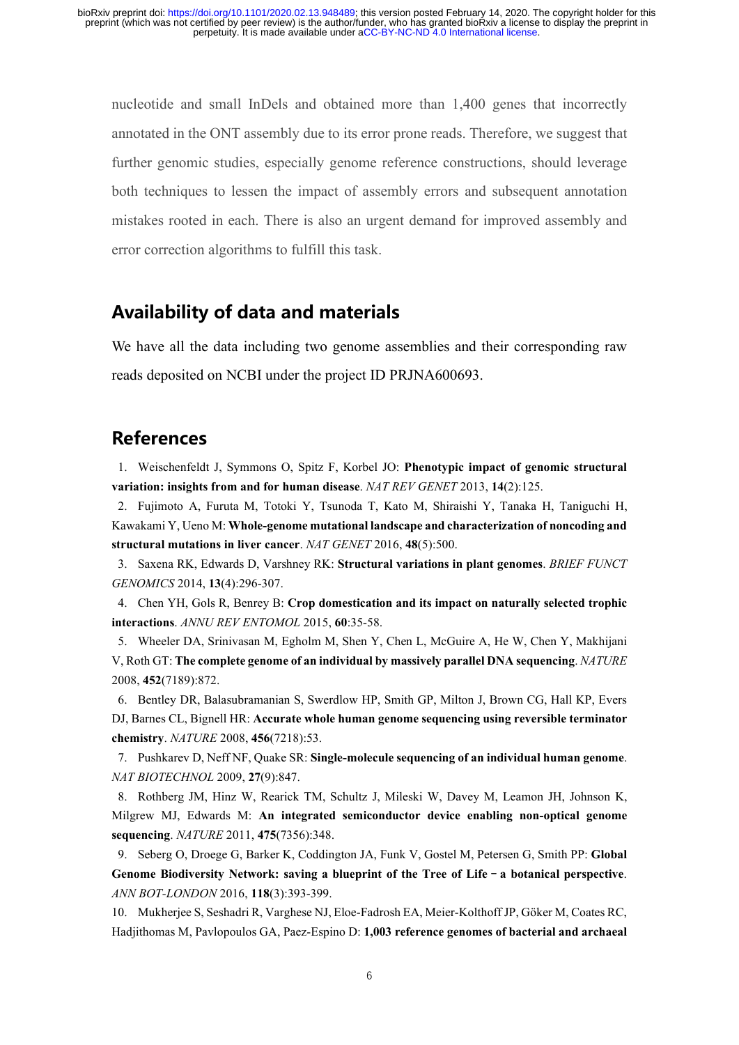nucleotide and small InDels and obtained more than 1,400 genes that incorrectly annotated in the ONT assembly due to its error prone reads. Therefore, we suggest that further genomic studies, especially genome reference constructions, should leverage both techniques to lessen the impact of assembly errors and subsequent annotation mistakes rooted in each. There is also an urgent demand for improved assembly and error correction algorithms to fulfill this task.

## Availability of data and materials

We have all the data including two genome assemblies and their corresponding raw reads deposited on NCBI under the project ID PRJNA600693.

## References

1. Weischenfeldt J, Symmons O, Spitz F, Korbel JO: **Phenotypic impact of genomic structural variation: insights from and for human disease**. *NAT REV GENET* 2013, **14**(2):125.
2. Fujimoto A, Furuta M, Totoki Y, Tsunoda T, Kato M, Shiraishi Y, Tanaka H, Taniguchi H, Kawakami Y, Ueno M: **Whole-genome mutational landscape and characterization of noncoding and structural mutations in liver cancer**. *NAT GENET* 2016, **48**(5):500.
3. Saxena RK, Edwards D, Varshney RK: **Structural variations in plant genomes**. *BRIEF FUNCT GENOMICS* 2014, **13**(4):296-307.
4. Chen YH, Gols R, Benrey B: **Crop domestication and its impact on naturally selected trophic interactions**. *ANNU REV ENTOMOL* 2015, **60**:35-58.
5. Wheeler DA, Srinivasan M, Egholm M, Shen Y, Chen L, McGuire A, He W, Chen Y, Makhijani V, Roth GT: **The complete genome of an individual by massively parallel DNA sequencing**. *NATURE* 2008, **452**(7189):872.
6. Bentley DR, Balasubramanian S, Swerdlow HP, Smith GP, Milton J, Brown CG, Hall KP, Evers DJ, Barnes CL, Bignell HR: **Accurate whole human genome sequencing using reversible terminator chemistry**. *NATURE* 2008, **456**(7218):53.
7. Pushkarev D, Neff NF, Quake SR: **Single-molecule sequencing of an individual human genome**. *NAT BIOTECHNOL* 2009, **27**(9):847.
8. Rothberg JM, Hinz W, Rearick TM, Schultz J, Mileski W, Davey M, Leamon JH, Johnson K, Milgrew MJ, Edwards M: **An integrated semiconductor device enabling non-optical genome sequencing**. *NATURE* 2011, **475**(7356):348.
9. Seberg O, Droege G, Barker K, Coddington JA, Funk V, Gostel M, Petersen G, Smith PP: **Global Genome Biodiversity Network: saving a blueprint of the Tree of Life – a botanical perspective**. *ANN BOT-LONDON* 2016, **118**(3):393-399.
10. Mukherjee S, Seshadri R, Varghese NJ, Eloe-Fadrosh EA, Meier-Kolthoff JP, Göker M, Coates RC, Hadjithomas M, Pavlopoulos GA, Paez-Espino D: **1,003 reference genomes of bacterial and archaeal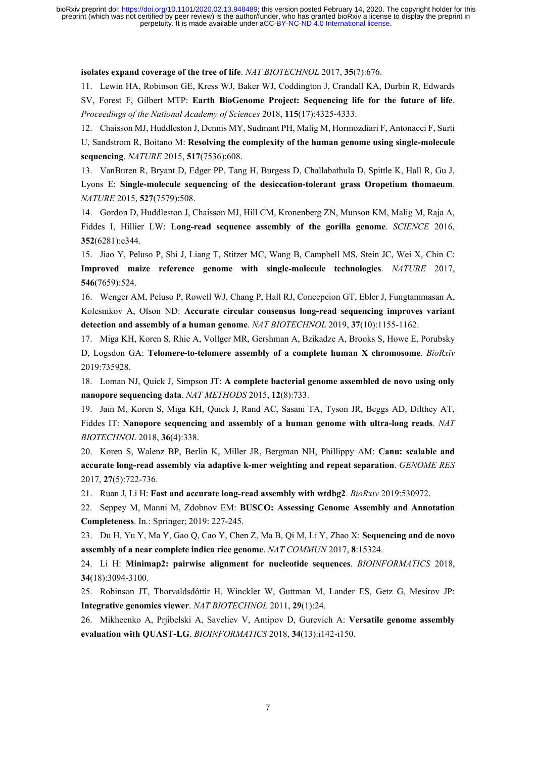**isolates expand coverage of the tree of life**. *NAT BIOTECHNOL* 2017, **35**(7):676.

11. Lewin HA, Robinson GE, Kress WJ, Baker WJ, Coddington J, Crandall KA, Durbin R, Edwards SV, Forest F, Gilbert MTP: **Earth BioGenome Project: Sequencing life for the future of life**. *Proceedings of the National Academy of Sciences* 2018, **115**(17):4325-4333.

12. Chaisson MJ, Huddleston J, Dennis MY, Sudmant PH, Malig M, Hormozdiari F, Antonacci F, Surti U, Sandstrom R, Boitano M: **Resolving the complexity of the human genome using single-molecule sequencing**. *NATURE* 2015, **517**(7536):608.

13. VanBuren R, Bryant D, Edger PP, Tang H, Burgess D, Challabathula D, Spittle K, Hall R, Gu J, Lyons E: **Single-molecule sequencing of the desiccation-tolerant grass Oropetium thomaeum**. *NATURE* 2015, **527**(7579):508.

14. Gordon D, Huddleston J, Chaisson MJ, Hill CM, Kronenberg ZN, Munson KM, Malig M, Raja A, Fiddes I, Hillier LW: **Long-read sequence assembly of the gorilla genome**. *SCIENCE* 2016, **352**(6281):e344.

15. Jiao Y, Peluso P, Shi J, Liang T, Stitzer MC, Wang B, Campbell MS, Stein JC, Wei X, Chin C: **Improved maize reference genome with single-molecule technologies**. *NATURE* 2017, **546**(7659):524.

16. Wenger AM, Peluso P, Rowell WJ, Chang P, Hall RJ, Concepcion GT, Ebler J, Fungtammasan A, Kolesnikov A, Olson ND: **Accurate circular consensus long-read sequencing improves variant detection and assembly of a human genome**. *NAT BIOTECHNOL* 2019, **37**(10):1155-1162.

17. Miga KH, Koren S, Rhie A, Vollger MR, Gershman A, Bzikadze A, Brooks S, Howe E, Porubsky D, Logsdon GA: **Telomere-to-telomere assembly of a complete human X chromosome**. *BioRxiv* 2019:735928.

18. Loman NJ, Quick J, Simpson JT: **A complete bacterial genome assembled de novo using only nanopore sequencing data**. *NAT METHODS* 2015, **12**(8):733.

19. Jain M, Koren S, Miga KH, Quick J, Rand AC, Sasani TA, Tyson JR, Beggs AD, Dilthey AT, Fiddes IT: **Nanopore sequencing and assembly of a human genome with ultra-long reads**. *NAT BIOTECHNOL* 2018, **36**(4):338.

20. Koren S, Walenz BP, Berlin K, Miller JR, Bergman NH, Phillippy AM: **Canu: scalable and accurate long-read assembly via adaptive k-mer weighting and repeat separation**. *GENOME RES* 2017, **27**(5):722-736.

21. Ruan J, Li H: **Fast and accurate long-read assembly with wtdbg2**. *BioRxiv* 2019:530972.

22. Seppey M, Manni M, Zdobnov EM: **BUSCO: Assessing Genome Assembly and Annotation Completeness**. In.: Springer; 2019: 227-245.

23. Du H, Yu Y, Ma Y, Gao Q, Cao Y, Chen Z, Ma B, Qi M, Li Y, Zhao X: **Sequencing and de novo assembly of a near complete indica rice genome**. *NAT COMMUN* 2017, **8**:15324.

24. Li H: **Minimap2: pairwise alignment for nucleotide sequences**. *BIOINFORMATICS* 2018, **34**(18):3094-3100.

25. Robinson JT, Thorvaldsdóttir H, Winckler W, Guttman M, Lander ES, Getz G, Mesirov JP: **Integrative genomics viewer**. *NAT BIOTECHNOL* 2011, **29**(1):24.

26. Mikheenko A, Prjibelski A, Saveliev V, Antipov D, Gurevich A: **Versatile genome assembly evaluation with QUAST-LG**. *BIOINFORMATICS* 2018, **34**(13):i142-i150.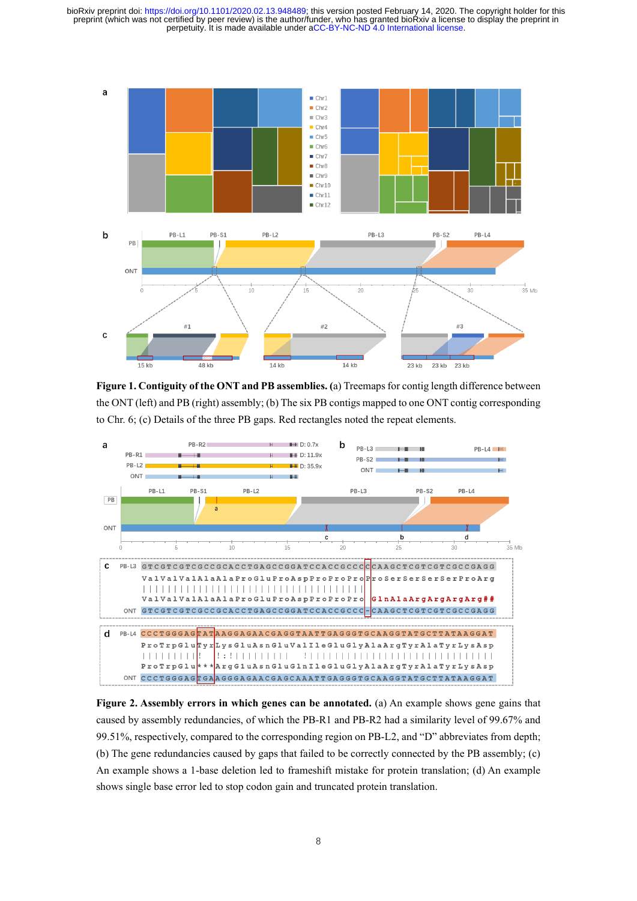a

Chr1
Chr2
Chr3
Chr4
Chr5
Chr6
Chr7
Chr8
Chr9
Chr10
Chr11
Chr12

b

PB-L1 PB-S1 PB-L2 PB-L3 PB-S2 PB-L4

PB

ONT

0 5 10 15 20 25 30 35 Mb

c

#1 #2 #3

15 kb 48 kb 14 kb 14 kb 23 kb 23 kb 23 kb

**Figure 1. Contiguity of the ONT and PB assemblies.** (a) Treemaps for contig length difference between the ONT (left) and PB (right) assembly; (b) The six PB contigs mapped to one ONT contig corresponding to Chr. 6; (c) Details of the three PB gaps. Red rectangles noted the repeat elements.

a

PB-R2 D: 0.7x
PB-R1 D: 11.9x
PB-L2 D: 35.9x
ONT

b

PB-L3 PB-L4
PB-S2
ONT

PB-L1 PB-S1 PB-L2 PB-L3 PB-S2 PB-L4

PB

ONT

a c b d

0 5 10 15 20 25 30 35 Mb

c

PB-L3 GTCGTCGTCGCCGCACCTGAGCCGGATCCACCGCCCCCAAGCTCGTCGTCGCCGAGG
ValValValAlaAlaProGluProAspProProProProSerSerSerSerProArg
ValValValAlaAlaProGluProAspProProProGlnAlaArgArgArgArg##
ONT GTCGTCGTCGCCGCACCTGAGCCGGATCCACCGCCC-CAAGCTCGTCGTCGCCGAGG

d

PB-L4 CCCTGGGAGTATAAGGAGAACGAGGTAATTGAGGGTGCAAGGTATGCTTATAAGGAT
ProTrpGluTyrLysGluAsnGluValIleGluGlyAlaArgTyrAlaTyrLysAsp
ProTrpGlu***ArgGluAsnGluGlnIleGluGlyAlaArgTyrAlaTyrLysAsp
ONT CCCTGGGAGTGAAGGGAGAACGAGCAAATTGAGGGTGCAAGGTATGCTTATAAGGAT

**Figure 2. Assembly errors in which genes can be annotated.** (a) An example shows gene gains that caused by assembly redundancies, of which the PB-R1 and PB-R2 had a similarity level of 99.67% and 99.51%, respectively, compared to the corresponding region on PB-L2, and "D" abbreviates from depth; (b) The gene redundancies caused by gaps that failed to be correctly connected by the PB assembly; (c) An example shows a 1-base deletion led to frameshift mistake for protein translation; (d) An example shows single base error led to stop codon gain and truncated protein translation.